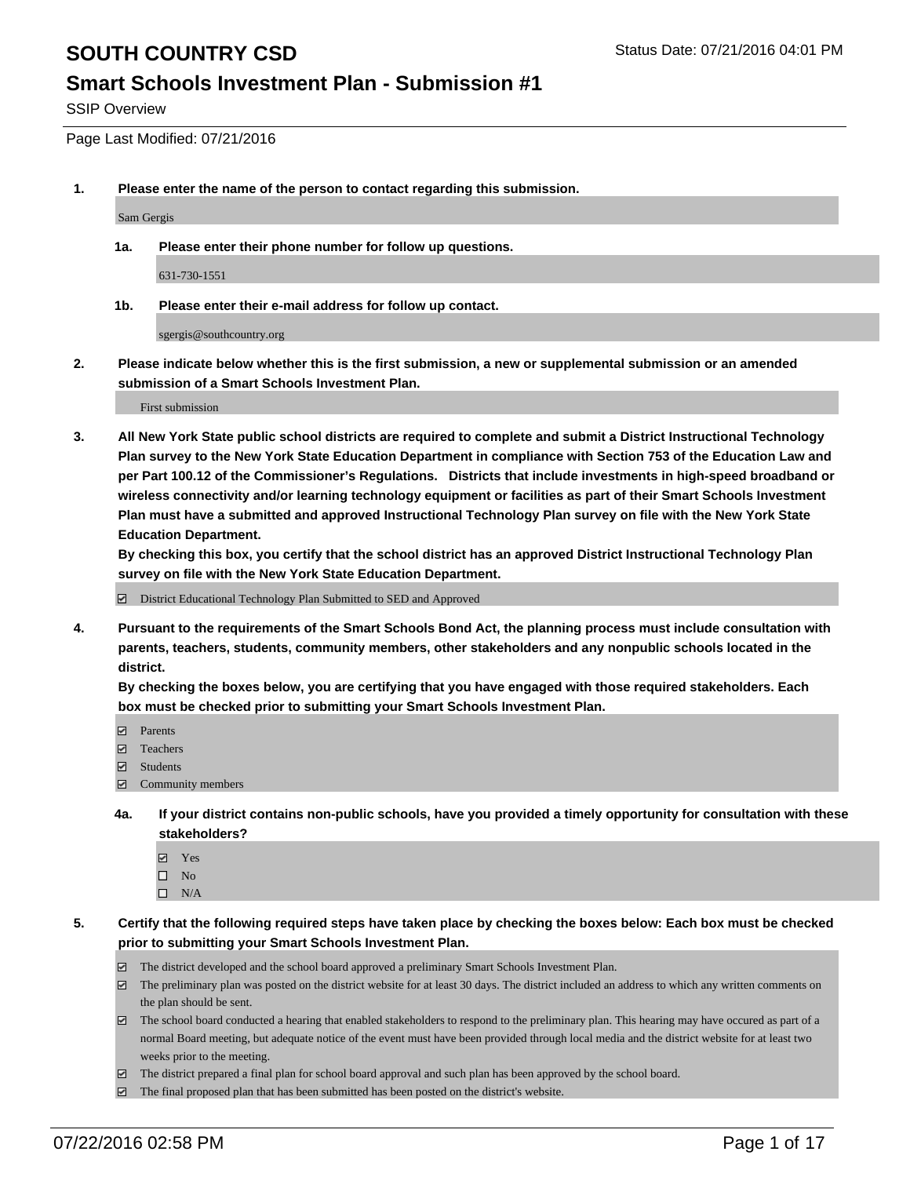# SOUTH COUNTRY CSD

Status Date: 07/21/2016 04:01 PM

## Smart Schools Investment Plan - Submission #1

SSIP Overview

Page Last Modified: 07/21/2016

**1. Please enter the name of the person to contact regarding this submission.**

Sam Gergis

**1a. Please enter their phone number for follow up questions.**

631-730-1551

**1b. Please enter their e-mail address for follow up contact.**

sgergis@southcountry.org

**2. Please indicate below whether this is the first submission, a new or supplemental submission or an amended submission of a Smart Schools Investment Plan.**

First submission

**3. All New York State public school districts are required to complete and submit a District Instructional Technology Plan survey to the New York State Education Department in compliance with Section 753 of the Education Law and per Part 100.12 of the Commissioner's Regulations. Districts that include investments in high-speed broadband or wireless connectivity and/or learning technology equipment or facilities as part of their Smart Schools Investment Plan must have a submitted and approved Instructional Technology Plan survey on file with the New York State Education Department.**
**By checking this box, you certify that the school district has an approved District Instructional Technology Plan survey on file with the New York State Education Department.**

☑ District Educational Technology Plan Submitted to SED and Approved

**4. Pursuant to the requirements of the Smart Schools Bond Act, the planning process must include consultation with parents, teachers, students, community members, other stakeholders and any nonpublic schools located in the district.**
**By checking the boxes below, you are certifying that you have engaged with those required stakeholders. Each box must be checked prior to submitting your Smart Schools Investment Plan.**

☑ Parents
☑ Teachers
☑ Students
☑ Community members

**4a. If your district contains non-public schools, have you provided a timely opportunity for consultation with these stakeholders?**

☑ Yes
☐ No
☐ N/A

**5. Certify that the following required steps have taken place by checking the boxes below: Each box must be checked prior to submitting your Smart Schools Investment Plan.**

☑ The district developed and the school board approved a preliminary Smart Schools Investment Plan.
☑ The preliminary plan was posted on the district website for at least 30 days. The district included an address to which any written comments on the plan should be sent.
☑ The school board conducted a hearing that enabled stakeholders to respond to the preliminary plan. This hearing may have occured as part of a normal Board meeting, but adequate notice of the event must have been provided through local media and the district website for at least two weeks prior to the meeting.
☑ The district prepared a final plan for school board approval and such plan has been approved by the school board.
☑ The final proposed plan that has been submitted has been posted on the district's website.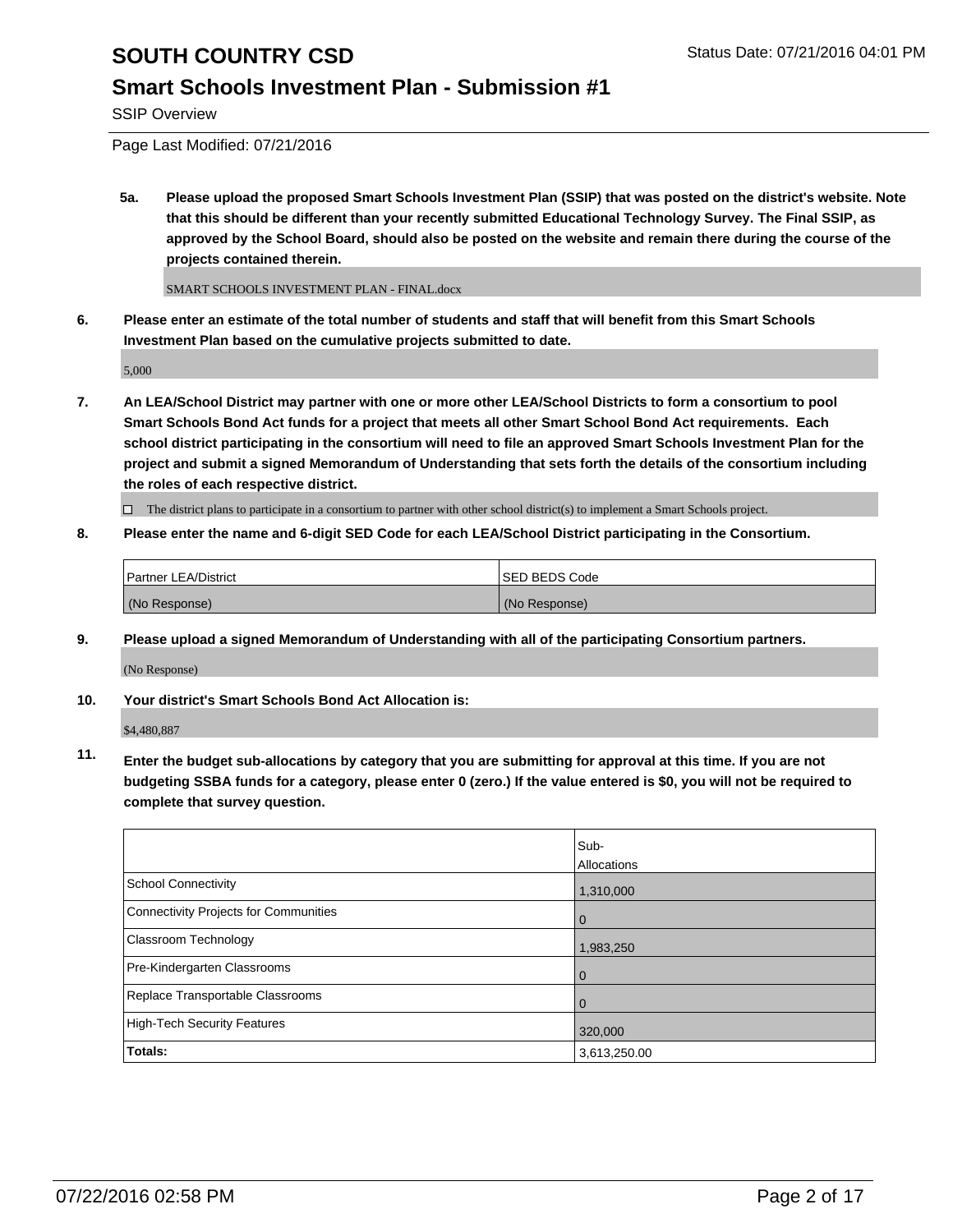# SOUTH COUNTRY CSD

Status Date: 07/21/2016 04:01 PM

## Smart Schools Investment Plan - Submission #1

SSIP Overview

Page Last Modified: 07/21/2016

**5a. Please upload the proposed Smart Schools Investment Plan (SSIP) that was posted on the district's website. Note that this should be different than your recently submitted Educational Technology Survey. The Final SSIP, as approved by the School Board, should also be posted on the website and remain there during the course of the projects contained therein.**

SMART SCHOOLS INVESTMENT PLAN - FINAL.docx

**6. Please enter an estimate of the total number of students and staff that will benefit from this Smart Schools Investment Plan based on the cumulative projects submitted to date.**

5,000

**7. An LEA/School District may partner with one or more other LEA/School Districts to form a consortium to pool Smart Schools Bond Act funds for a project that meets all other Smart School Bond Act requirements. Each school district participating in the consortium will need to file an approved Smart Schools Investment Plan for the project and submit a signed Memorandum of Understanding that sets forth the details of the consortium including the roles of each respective district.**

☐ The district plans to participate in a consortium to partner with other school district(s) to implement a Smart Schools project.

**8. Please enter the name and 6-digit SED Code for each LEA/School District participating in the Consortium.**

| Partner LEA/District | SED BEDS Code |
|---|---|
| (No Response) | (No Response) |

**9. Please upload a signed Memorandum of Understanding with all of the participating Consortium partners.**

(No Response)

**10. Your district's Smart Schools Bond Act Allocation is:**

$4,480,887

**11. Enter the budget sub-allocations by category that you are submitting for approval at this time. If you are not budgeting SSBA funds for a category, please enter 0 (zero.) If the value entered is $0, you will not be required to complete that survey question.**

| | Sub-Allocations |
|---|---|
| School Connectivity | 1,310,000 |
| Connectivity Projects for Communities | 0 |
| Classroom Technology | 1,983,250 |
| Pre-Kindergarten Classrooms | 0 |
| Replace Transportable Classrooms | 0 |
| High-Tech Security Features | 320,000 |
| **Totals:** | 3,613,250.00 |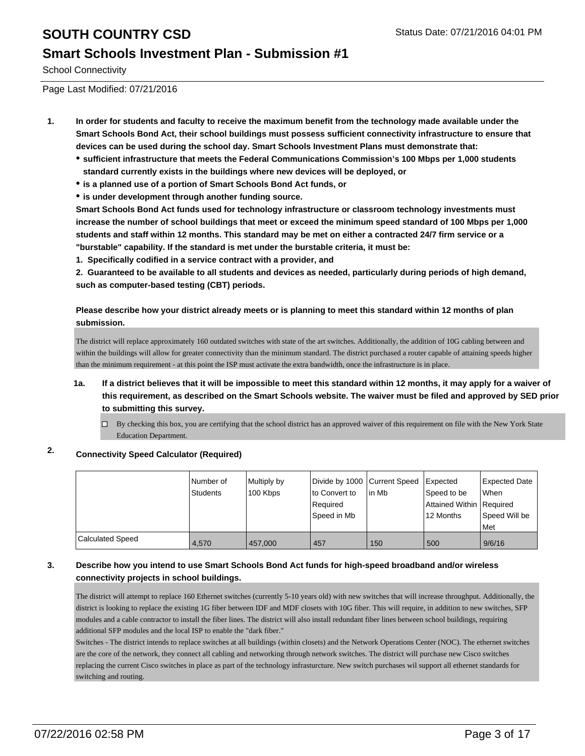# SOUTH COUNTRY CSD

## Smart Schools Investment Plan - Submission #1

School Connectivity

Page Last Modified: 07/21/2016

1. **In order for students and faculty to receive the maximum benefit from the technology made available under the Smart Schools Bond Act, their school buildings must possess sufficient connectivity infrastructure to ensure that devices can be used during the school day. Smart Schools Investment Plans must demonstrate that:**
   - **sufficient infrastructure that meets the Federal Communications Commission's 100 Mbps per 1,000 students standard currently exists in the buildings where new devices will be deployed, or**
   - **is a planned use of a portion of Smart Schools Bond Act funds, or**
   - **is under development through another funding source.**

   **Smart Schools Bond Act funds used for technology infrastructure or classroom technology investments must increase the number of school buildings that meet or exceed the minimum speed standard of 100 Mbps per 1,000 students and staff within 12 months. This standard may be met on either a contracted 24/7 firm service or a "burstable" capability. If the standard is met under the burstable criteria, it must be:**

   **1. Specifically codified in a service contract with a provider, and**

   **2. Guaranteed to be available to all students and devices as needed, particularly during periods of high demand, such as computer-based testing (CBT) periods.**

   **Please describe how your district already meets or is planning to meet this standard within 12 months of plan submission.**

   The district will replace approximately 160 outdated switches with state of the art switches. Additionally, the addition of 10G cabling between and within the buildings will allow for greater connectivity than the minimum standard. The district purchased a router capable of attaining speeds higher than the minimum requirement - at this point the ISP must activate the extra bandwidth, once the infrastructure is in place.

   **1a. If a district believes that it will be impossible to meet this standard within 12 months, it may apply for a waiver of this requirement, as described on the Smart Schools website. The waiver must be filed and approved by SED prior to submitting this survey.**

   ☐ By checking this box, you are certifying that the school district has an approved waiver of this requirement on file with the New York State Education Department.

2. **Connectivity Speed Calculator (Required)**

| | Number of Students | Multiply by 100 Kbps | Divide by 1000 to Convert to Required Speed in Mb | Current Speed in Mb | Expected Speed to be Attained Within 12 Months | Expected Date When Required Speed Will be Met |
|---|---|---|---|---|---|---|
| Calculated Speed | 4,570 | 457,000 | 457 | 150 | 500 | 9/6/16 |

3. **Describe how you intend to use Smart Schools Bond Act funds for high-speed broadband and/or wireless connectivity projects in school buildings.**

   The district will attempt to replace 160 Ethernet switches (currently 5-10 years old) with new switches that will increase throughput. Additionally, the district is looking to replace the existing 1G fiber between IDF and MDF closets with 10G fiber. This will require, in addition to new switches, SFP modules and a cable contractor to install the fiber lines. The district will also install redundant fiber lines between school buildings, requiring additional SFP modules and the local ISP to enable the "dark fiber."

   Switches - The district intends to replace switches at all buildings (within closets) and the Network Operations Center (NOC). The ethernet switches are the core of the network, they connect all cabling and networking through network switches. The district will purchase new Cisco switches replacing the current Cisco switches in place as part of the technology infrasturcture. New switch purchases wil support all ethernet standards for switching and routing.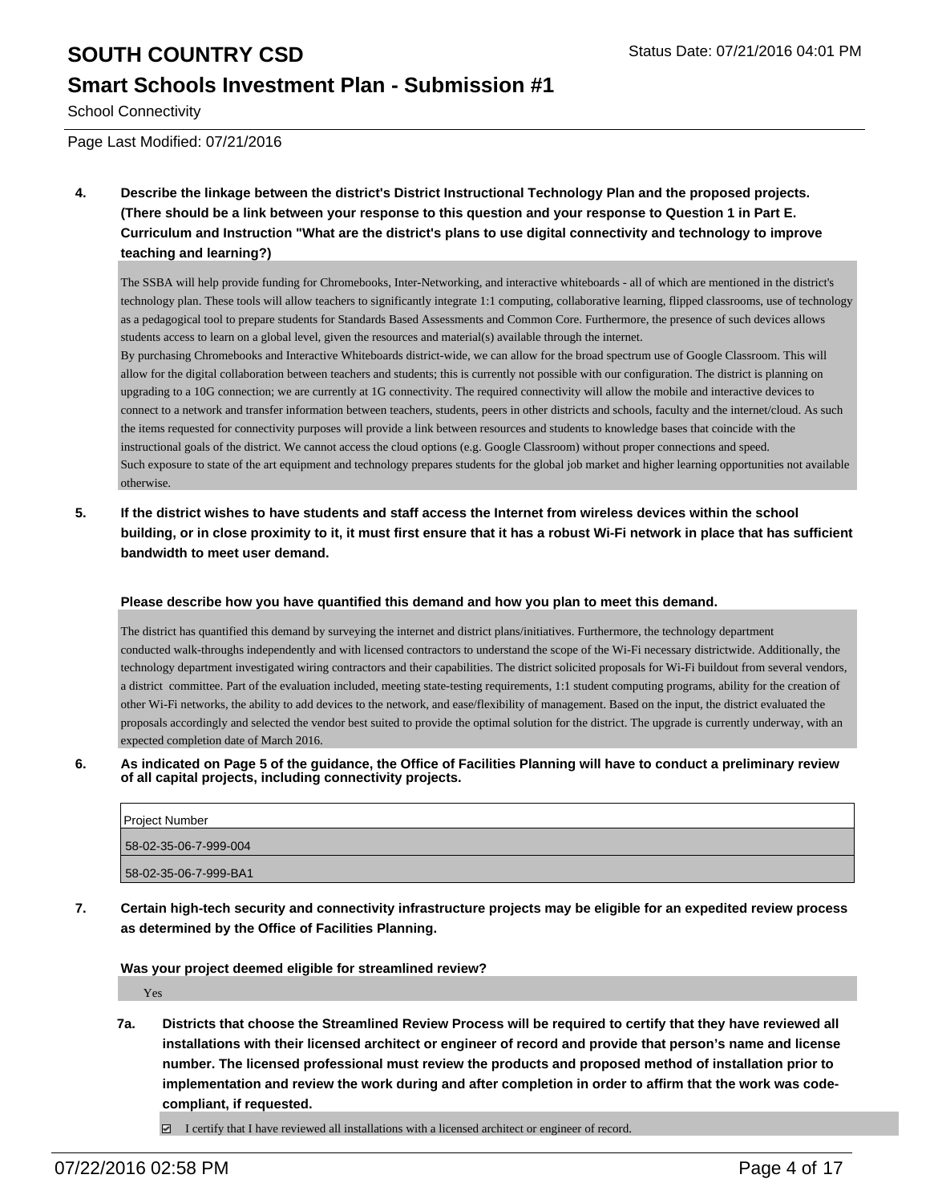**4. Describe the linkage between the district's District Instructional Technology Plan and the proposed projects. (There should be a link between your response to this question and your response to Question 1 in Part E. Curriculum and Instruction "What are the district's plans to use digital connectivity and technology to improve teaching and learning?)**

The SSBA will help provide funding for Chromebooks, Inter-Networking, and interactive whiteboards - all of which are mentioned in the district's technology plan. These tools will allow teachers to significantly integrate 1:1 computing, collaborative learning, flipped classrooms, use of technology as a pedagogical tool to prepare students for Standards Based Assessments and Common Core. Furthermore, the presence of such devices allows students access to learn on a global level, given the resources and material(s) available through the internet.
By purchasing Chromebooks and Interactive Whiteboards district-wide, we can allow for the broad spectrum use of Google Classroom. This will allow for the digital collaboration between teachers and students; this is currently not possible with our configuration. The district is planning on upgrading to a 10G connection; we are currently at 1G connectivity. The required connectivity will allow the mobile and interactive devices to connect to a network and transfer information between teachers, students, peers in other districts and schools, faculty and the internet/cloud. As such the items requested for connectivity purposes will provide a link between resources and students to knowledge bases that coincide with the instructional goals of the district. We cannot access the cloud options (e.g. Google Classroom) without proper connections and speed.
Such exposure to state of the art equipment and technology prepares students for the global job market and higher learning opportunities not available otherwise.

**5. If the district wishes to have students and staff access the Internet from wireless devices within the school building, or in close proximity to it, it must first ensure that it has a robust Wi-Fi network in place that has sufficient bandwidth to meet user demand.**

**Please describe how you have quantified this demand and how you plan to meet this demand.**

The district has quantified this demand by surveying the internet and district plans/initiatives. Furthermore, the technology department conducted walk-throughs independently and with licensed contractors to understand the scope of the Wi-Fi necessary districtwide. Additionally, the technology department investigated wiring contractors and their capabilities. The district solicited proposals for Wi-Fi buildout from several vendors, a district committee. Part of the evaluation included, meeting state-testing requirements, 1:1 student computing programs, ability for the creation of other Wi-Fi networks, the ability to add devices to the network, and ease/flexibility of management. Based on the input, the district evaluated the proposals accordingly and selected the vendor best suited to provide the optimal solution for the district. The upgrade is currently underway, with an expected completion date of March 2016.

**6. As indicated on Page 5 of the guidance, the Office of Facilities Planning will have to conduct a preliminary review of all capital projects, including connectivity projects.**

| Project Number |
|---|
| 58-02-35-06-7-999-004 |
| 58-02-35-06-7-999-BA1 |

**7. Certain high-tech security and connectivity infrastructure projects may be eligible for an expedited review process as determined by the Office of Facilities Planning.**

**Was your project deemed eligible for streamlined review?**

Yes

**7a. Districts that choose the Streamlined Review Process will be required to certify that they have reviewed all installations with their licensed architect or engineer of record and provide that person's name and license number. The licensed professional must review the products and proposed method of installation prior to implementation and review the work during and after completion in order to affirm that the work was code-compliant, if requested.**

☑ I certify that I have reviewed all installations with a licensed architect or engineer of record.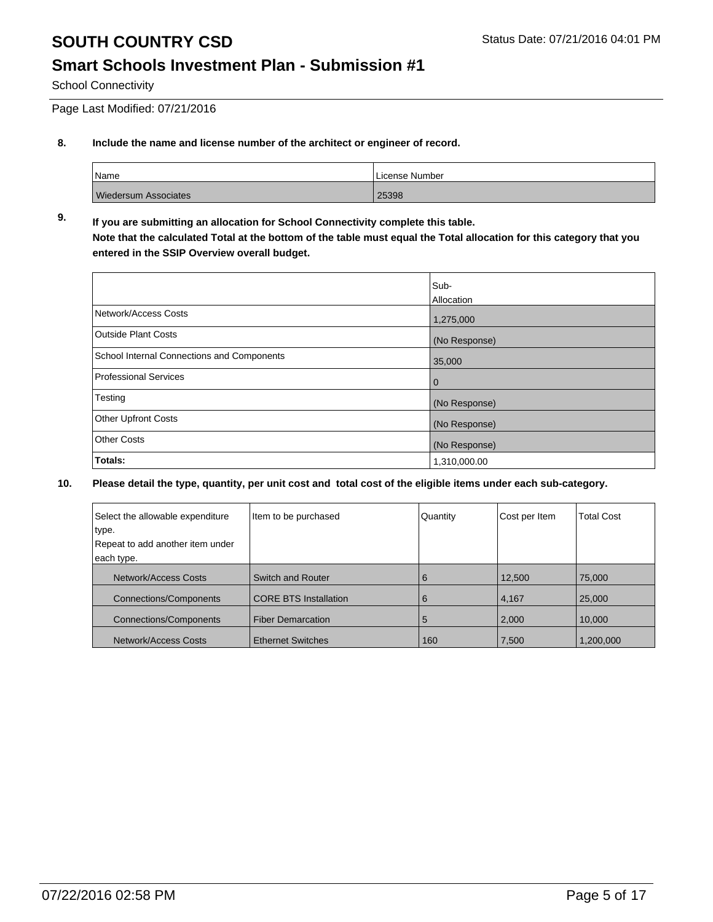# SOUTH COUNTRY CSD

Status Date: 07/21/2016 04:01 PM

## Smart Schools Investment Plan - Submission #1

School Connectivity

Page Last Modified: 07/21/2016

**8. Include the name and license number of the architect or engineer of record.**

| Name | License Number |
|---|---|
| Wiedersum Associates | 25398 |

**9. If you are submitting an allocation for School Connectivity complete this table. Note that the calculated Total at the bottom of the table must equal the Total allocation for this category that you entered in the SSIP Overview overall budget.**

| | Sub-Allocation |
|---|---|
| Network/Access Costs | 1,275,000 |
| Outside Plant Costs | (No Response) |
| School Internal Connections and Components | 35,000 |
| Professional Services | 0 |
| Testing | (No Response) |
| Other Upfront Costs | (No Response) |
| Other Costs | (No Response) |
| **Totals:** | 1,310,000.00 |

**10. Please detail the type, quantity, per unit cost and total cost of the eligible items under each sub-category.**

| Select the allowable expenditure type. Repeat to add another item under each type. | Item to be purchased | Quantity | Cost per Item | Total Cost |
|---|---|---|---|---|
| Network/Access Costs | Switch and Router | 6 | 12,500 | 75,000 |
| Connections/Components | CORE BTS Installation | 6 | 4,167 | 25,000 |
| Connections/Components | Fiber Demarcation | 5 | 2,000 | 10,000 |
| Network/Access Costs | Ethernet Switches | 160 | 7,500 | 1,200,000 |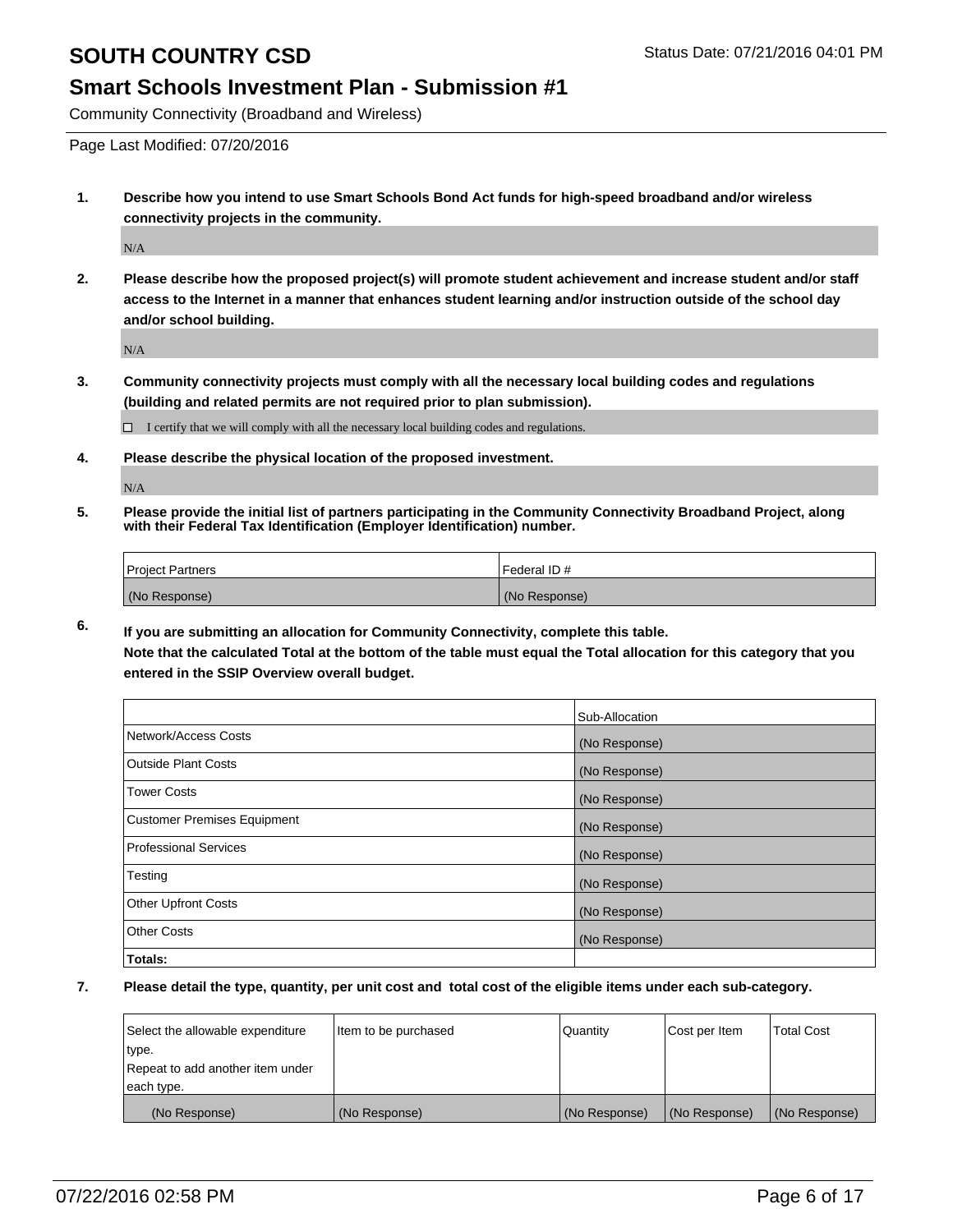# SOUTH COUNTRY CSD

Status Date: 07/21/2016 04:01 PM

## Smart Schools Investment Plan - Submission #1

Community Connectivity (Broadband and Wireless)

Page Last Modified: 07/20/2016

**1. Describe how you intend to use Smart Schools Bond Act funds for high-speed broadband and/or wireless connectivity projects in the community.**

N/A

**2. Please describe how the proposed project(s) will promote student achievement and increase student and/or staff access to the Internet in a manner that enhances student learning and/or instruction outside of the school day and/or school building.**

N/A

**3. Community connectivity projects must comply with all the necessary local building codes and regulations (building and related permits are not required prior to plan submission).**

☐ I certify that we will comply with all the necessary local building codes and regulations.

**4. Please describe the physical location of the proposed investment.**

N/A

**5. Please provide the initial list of partners participating in the Community Connectivity Broadband Project, along with their Federal Tax Identification (Employer Identification) number.**

| Project Partners | Federal ID # |
|---|---|
| (No Response) | (No Response) |

**6. If you are submitting an allocation for Community Connectivity, complete this table.**
**Note that the calculated Total at the bottom of the table must equal the Total allocation for this category that you entered in the SSIP Overview overall budget.**

| | Sub-Allocation |
|---|---|
| Network/Access Costs | (No Response) |
| Outside Plant Costs | (No Response) |
| Tower Costs | (No Response) |
| Customer Premises Equipment | (No Response) |
| Professional Services | (No Response) |
| Testing | (No Response) |
| Other Upfront Costs | (No Response) |
| Other Costs | (No Response) |
| **Totals:** | |

**7. Please detail the type, quantity, per unit cost and total cost of the eligible items under each sub-category.**

| Select the allowable expenditure type. Repeat to add another item under each type. | Item to be purchased | Quantity | Cost per Item | Total Cost |
|---|---|---|---|---|
| (No Response) | (No Response) | (No Response) | (No Response) | (No Response) |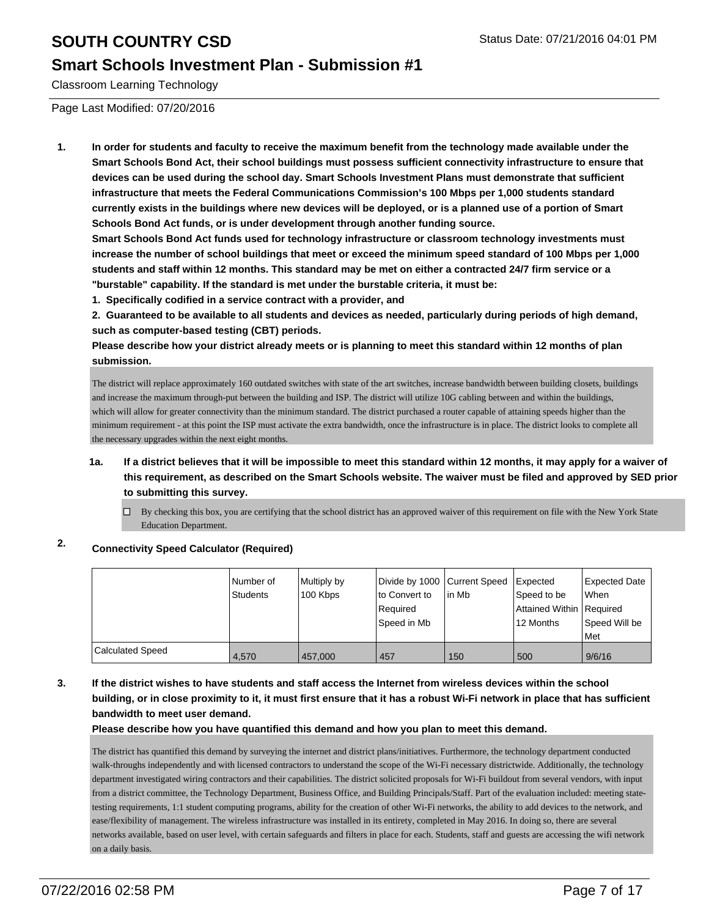## Classroom Learning Technology

Page Last Modified: 07/20/2016

1. **In order for students and faculty to receive the maximum benefit from the technology made available under the Smart Schools Bond Act, their school buildings must possess sufficient connectivity infrastructure to ensure that devices can be used during the school day. Smart Schools Investment Plans must demonstrate that sufficient infrastructure that meets the Federal Communications Commission's 100 Mbps per 1,000 students standard currently exists in the buildings where new devices will be deployed, or is a planned use of a portion of Smart Schools Bond Act funds, or is under development through another funding source.**
   **Smart Schools Bond Act funds used for technology infrastructure or classroom technology investments must increase the number of school buildings that meet or exceed the minimum speed standard of 100 Mbps per 1,000 students and staff within 12 months. This standard may be met on either a contracted 24/7 firm service or a "burstable" capability. If the standard is met under the burstable criteria, it must be:**
   **1. Specifically codified in a service contract with a provider, and**
   **2. Guaranteed to be available to all students and devices as needed, particularly during periods of high demand, such as computer-based testing (CBT) periods.**
   **Please describe how your district already meets or is planning to meet this standard within 12 months of plan submission.**

   The district will replace approximately 160 outdated switches with state of the art switches, increase bandwidth between building closets, buildings and increase the maximum through-put between the building and ISP. The district will utilize 10G cabling between and within the buildings, which will allow for greater connectivity than the minimum standard. The district purchased a router capable of attaining speeds higher than the minimum requirement - at this point the ISP must activate the extra bandwidth, once the infrastructure is in place. The district looks to complete all the necessary upgrades within the next eight months.

   1a. **If a district believes that it will be impossible to meet this standard within 12 months, it may apply for a waiver of this requirement, as described on the Smart Schools website. The waiver must be filed and approved by SED prior to submitting this survey.**

   ☐ By checking this box, you are certifying that the school district has an approved waiver of this requirement on file with the New York State Education Department.

2. **Connectivity Speed Calculator (Required)**

| | Number of Students | Multiply by 100 Kbps | Divide by 1000 to Convert to Required Speed in Mb | Current Speed in Mb | Expected Speed to be Attained Within 12 Months | Expected Date When Required Speed Will be Met |
|---|---|---|---|---|---|---|
| Calculated Speed | 4,570 | 457,000 | 457 | 150 | 500 | 9/6/16 |

3. **If the district wishes to have students and staff access the Internet from wireless devices within the school building, or in close proximity to it, it must first ensure that it has a robust Wi-Fi network in place that has sufficient bandwidth to meet user demand.**
   **Please describe how you have quantified this demand and how you plan to meet this demand.**

   The district has quantified this demand by surveying the internet and district plans/initiatives. Furthermore, the technology department conducted walk-throughs independently and with licensed contractors to understand the scope of the Wi-Fi necessary districtwide. Additionally, the technology department investigated wiring contractors and their capabilities. The district solicited proposals for Wi-Fi buildout from several vendors, with input from a district committee, the Technology Department, Business Office, and Building Principals/Staff. Part of the evaluation included: meeting state-testing requirements, 1:1 student computing programs, ability for the creation of other Wi-Fi networks, the ability to add devices to the network, and ease/flexibility of management. The wireless infrastructure was installed in its entirety, completed in May 2016. In doing so, there are several networks available, based on user level, with certain safeguards and filters in place for each. Students, staff and guests are accessing the wifi network on a daily basis.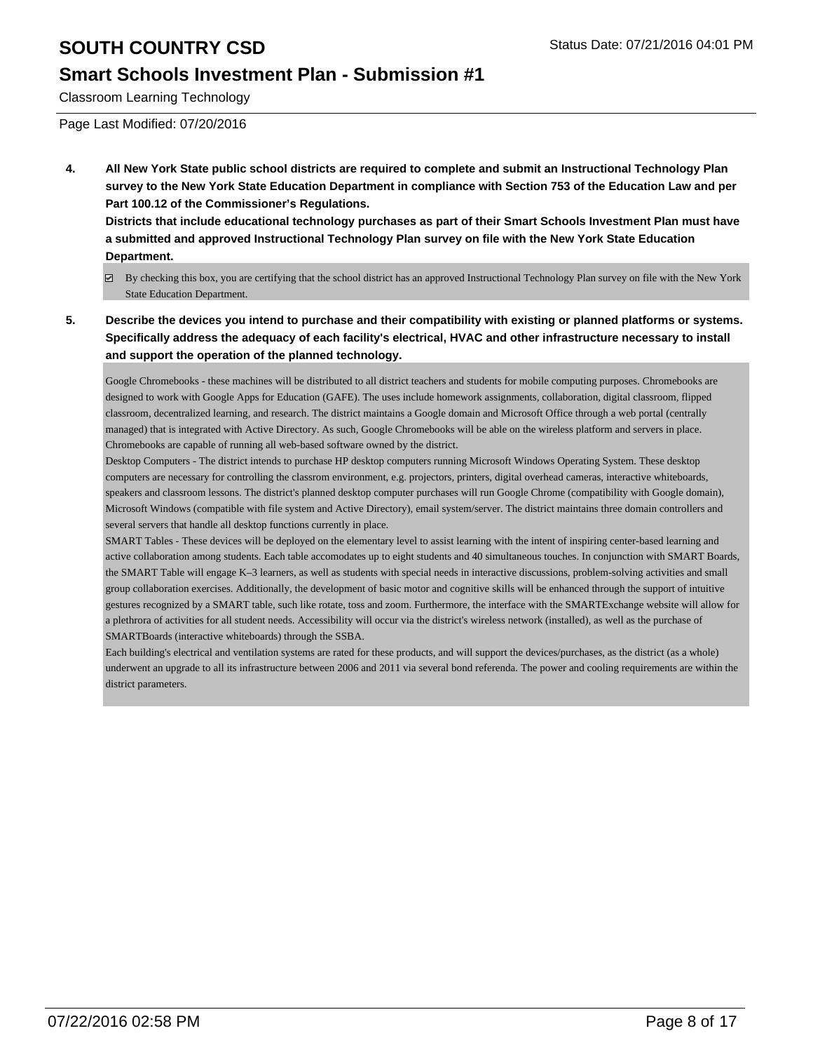**4. All New York State public school districts are required to complete and submit an Instructional Technology Plan survey to the New York State Education Department in compliance with Section 753 of the Education Law and per Part 100.12 of the Commissioner's Regulations.**

**Districts that include educational technology purchases as part of their Smart Schools Investment Plan must have a submitted and approved Instructional Technology Plan survey on file with the New York State Education Department.**

☑ By checking this box, you are certifying that the school district has an approved Instructional Technology Plan survey on file with the New York State Education Department.

**5. Describe the devices you intend to purchase and their compatibility with existing or planned platforms or systems. Specifically address the adequacy of each facility's electrical, HVAC and other infrastructure necessary to install and support the operation of the planned technology.**

Google Chromebooks - these machines will be distributed to all district teachers and students for mobile computing purposes. Chromebooks are designed to work with Google Apps for Education (GAFE). The uses include homework assignments, collaboration, digital classroom, flipped classroom, decentralized learning, and research. The district maintains a Google domain and Microsoft Office through a web portal (centrally managed) that is integrated with Active Directory. As such, Google Chromebooks will be able on the wireless platform and servers in place. Chromebooks are capable of running all web-based software owned by the district.
Desktop Computers - The district intends to purchase HP desktop computers running Microsoft Windows Operating System. These desktop computers are necessary for controlling the classrom environment, e.g. projectors, printers, digital overhead cameras, interactive whiteboards, speakers and classroom lessons. The district's planned desktop computer purchases will run Google Chrome (compatibility with Google domain), Microsoft Windows (compatible with file system and Active Directory), email system/server. The district maintains three domain controllers and several servers that handle all desktop functions currently in place.
SMART Tables - These devices will be deployed on the elementary level to assist learning with the intent of inspiring center-based learning and active collaboration among students. Each table accomodates up to eight students and 40 simultaneous touches. In conjunction with SMART Boards, the SMART Table will engage K–3 learners, as well as students with special needs in interactive discussions, problem-solving activities and small group collaboration exercises. Additionally, the development of basic motor and cognitive skills will be enhanced through the support of intuitive gestures recognized by a SMART table, such like rotate, toss and zoom. Furthermore, the interface with the SMARTExchange website will allow for a plethrora of activities for all student needs. Accessibility will occur via the district's wireless network (installed), as well as the purchase of SMARTBoards (interactive whiteboards) through the SSBA.
Each building's electrical and ventilation systems are rated for these products, and will support the devices/purchases, as the district (as a whole) underwent an upgrade to all its infrastructure between 2006 and 2011 via several bond referenda. The power and cooling requirements are within the district parameters.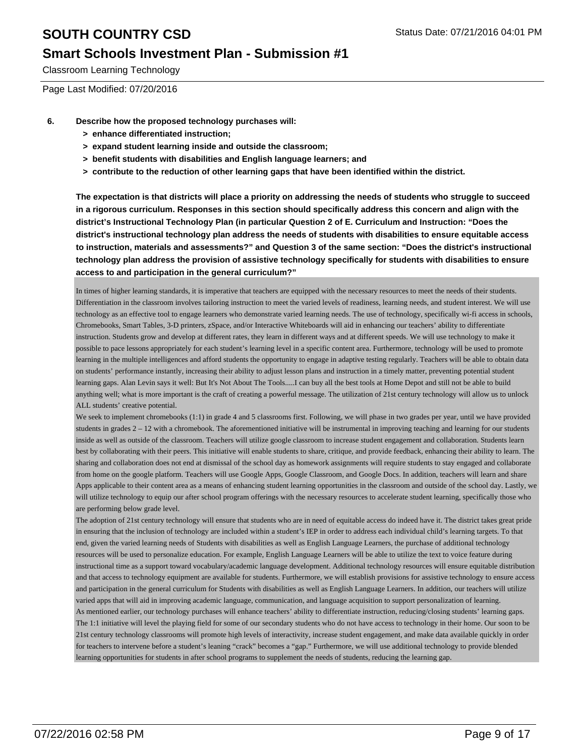# SOUTH COUNTRY CSD

## Smart Schools Investment Plan - Submission #1

Classroom Learning Technology

Page Last Modified: 07/20/2016

**6. Describe how the proposed technology purchases will:**

- **> enhance differentiated instruction;**
- **> expand student learning inside and outside the classroom;**
- **> benefit students with disabilities and English language learners; and**
- **> contribute to the reduction of other learning gaps that have been identified within the district.**

**The expectation is that districts will place a priority on addressing the needs of students who struggle to succeed in a rigorous curriculum. Responses in this section should specifically address this concern and align with the district's Instructional Technology Plan (in particular Question 2 of E. Curriculum and Instruction: "Does the district's instructional technology plan address the needs of students with disabilities to ensure equitable access to instruction, materials and assessments?" and Question 3 of the same section: "Does the district's instructional technology plan address the provision of assistive technology specifically for students with disabilities to ensure access to and participation in the general curriculum?"**

In times of higher learning standards, it is imperative that teachers are equipped with the necessary resources to meet the needs of their students. Differentiation in the classroom involves tailoring instruction to meet the varied levels of readiness, learning needs, and student interest. We will use technology as an effective tool to engage learners who demonstrate varied learning needs. The use of technology, specifically wi-fi access in schools, Chromebooks, Smart Tables, 3-D printers, zSpace, and/or Interactive Whiteboards will aid in enhancing our teachers' ability to differentiate instruction. Students grow and develop at different rates, they learn in different ways and at different speeds. We will use technology to make it possible to pace lessons appropriately for each student's learning level in a specific content area. Furthermore, technology will be used to promote learning in the multiple intelligences and afford students the opportunity to engage in adaptive testing regularly. Teachers will be able to obtain data on students' performance instantly, increasing their ability to adjust lesson plans and instruction in a timely matter, preventing potential student learning gaps. Alan Levin says it well: But It's Not About The Tools.....I can buy all the best tools at Home Depot and still not be able to build anything well; what is more important is the craft of creating a powerful message. The utilization of 21st century technology will allow us to unlock ALL students' creative potential.

We seek to implement chromebooks (1:1) in grade 4 and 5 classrooms first. Following, we will phase in two grades per year, until we have provided students in grades 2 – 12 with a chromebook. The aforementioned initiative will be instrumental in improving teaching and learning for our students inside as well as outside of the classroom. Teachers will utilize google classroom to increase student engagement and collaboration. Students learn best by collaborating with their peers. This initiative will enable students to share, critique, and provide feedback, enhancing their ability to learn. The sharing and collaboration does not end at dismissal of the school day as homework assignments will require students to stay engaged and collaborate from home on the google platform. Teachers will use Google Apps, Google Classroom, and Google Docs. In addition, teachers will learn and share Apps applicable to their content area as a means of enhancing student learning opportunities in the classroom and outside of the school day. Lastly, we will utilize technology to equip our after school program offerings with the necessary resources to accelerate student learning, specifically those who are performing below grade level.

The adoption of 21st century technology will ensure that students who are in need of equitable access do indeed have it. The district takes great pride in ensuring that the inclusion of technology are included within a student's IEP in order to address each individual child's learning targets. To that end, given the varied learning needs of Students with disabilities as well as English Language Learners, the purchase of additional technology resources will be used to personalize education. For example, English Language Learners will be able to utilize the text to voice feature during instructional time as a support toward vocabulary/academic language development. Additional technology resources will ensure equitable distribution and that access to technology equipment are available for students. Furthermore, we will establish provisions for assistive technology to ensure access and participation in the general curriculum for Students with disabilities as well as English Language Learners. In addition, our teachers will utilize varied apps that will aid in improving academic language, communication, and language acquisition to support personalization of learning.

As mentioned earlier, our technology purchases will enhance teachers' ability to differentiate instruction, reducing/closing students' learning gaps. The 1:1 initiative will level the playing field for some of our secondary students who do not have access to technology in their home. Our soon to be 21st century technology classrooms will promote high levels of interactivity, increase student engagement, and make data available quickly in order for teachers to intervene before a student's leaning "crack" becomes a "gap." Furthermore, we will use additional technology to provide blended learning opportunities for students in after school programs to supplement the needs of students, reducing the learning gap.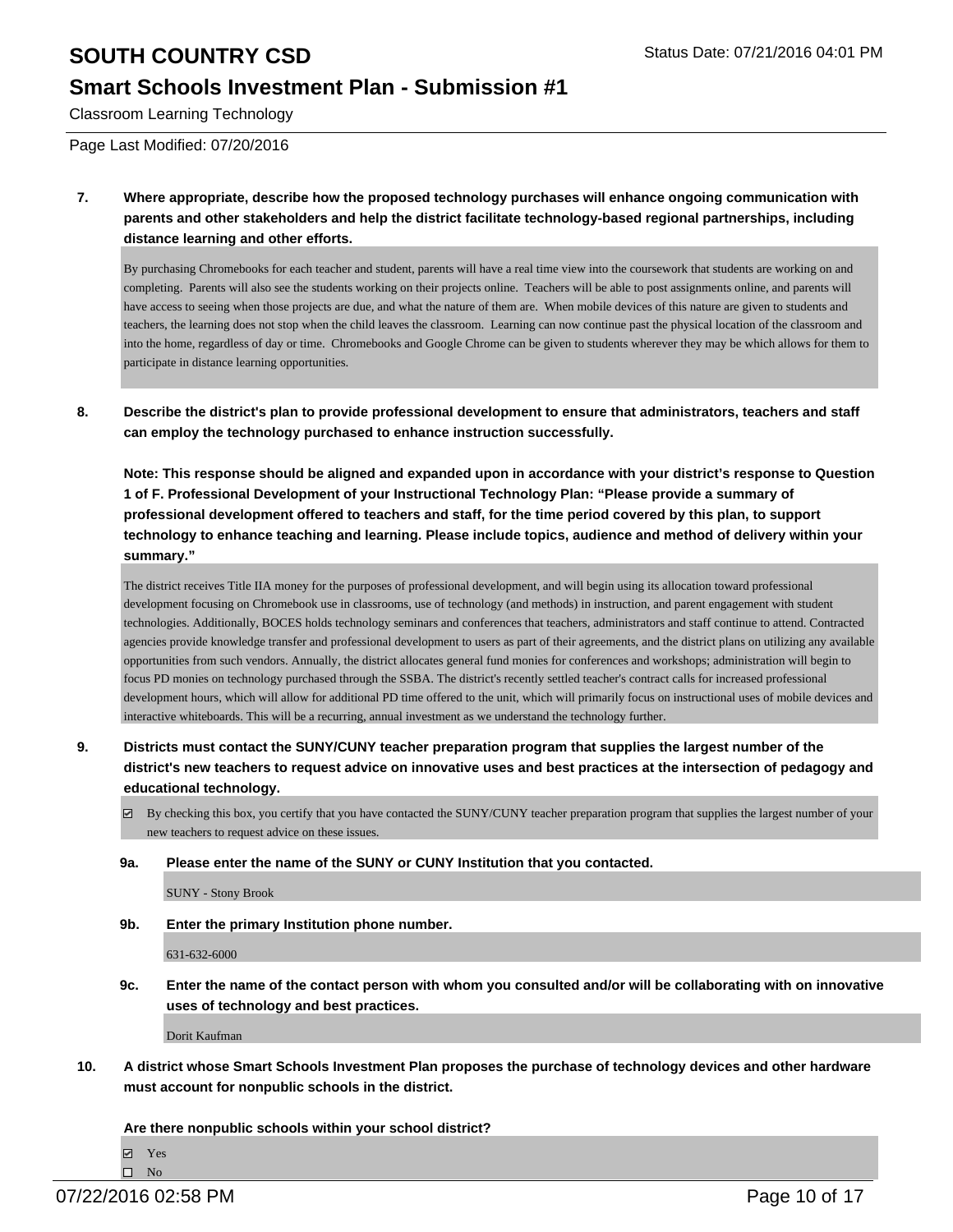**7. Where appropriate, describe how the proposed technology purchases will enhance ongoing communication with parents and other stakeholders and help the district facilitate technology-based regional partnerships, including distance learning and other efforts.**

By purchasing Chromebooks for each teacher and student, parents will have a real time view into the coursework that students are working on and completing. Parents will also see the students working on their projects online. Teachers will be able to post assignments online, and parents will have access to seeing when those projects are due, and what the nature of them are. When mobile devices of this nature are given to students and teachers, the learning does not stop when the child leaves the classroom. Learning can now continue past the physical location of the classroom and into the home, regardless of day or time. Chromebooks and Google Chrome can be given to students wherever they may be which allows for them to participate in distance learning opportunities.

**8. Describe the district's plan to provide professional development to ensure that administrators, teachers and staff can employ the technology purchased to enhance instruction successfully.**

**Note: This response should be aligned and expanded upon in accordance with your district's response to Question 1 of F. Professional Development of your Instructional Technology Plan: "Please provide a summary of professional development offered to teachers and staff, for the time period covered by this plan, to support technology to enhance teaching and learning. Please include topics, audience and method of delivery within your summary."**

The district receives Title IIA money for the purposes of professional development, and will begin using its allocation toward professional development focusing on Chromebook use in classrooms, use of technology (and methods) in instruction, and parent engagement with student technologies. Additionally, BOCES holds technology seminars and conferences that teachers, administrators and staff continue to attend. Contracted agencies provide knowledge transfer and professional development to users as part of their agreements, and the district plans on utilizing any available opportunities from such vendors. Annually, the district allocates general fund monies for conferences and workshops; administration will begin to focus PD monies on technology purchased through the SSBA. The district's recently settled teacher's contract calls for increased professional development hours, which will allow for additional PD time offered to the unit, which will primarily focus on instructional uses of mobile devices and interactive whiteboards. This will be a recurring, annual investment as we understand the technology further.

**9. Districts must contact the SUNY/CUNY teacher preparation program that supplies the largest number of the district's new teachers to request advice on innovative uses and best practices at the intersection of pedagogy and educational technology.**

☑ By checking this box, you certify that you have contacted the SUNY/CUNY teacher preparation program that supplies the largest number of your new teachers to request advice on these issues.

**9a. Please enter the name of the SUNY or CUNY Institution that you contacted.**

SUNY - Stony Brook

**9b. Enter the primary Institution phone number.**

631-632-6000

**9c. Enter the name of the contact person with whom you consulted and/or will be collaborating with on innovative uses of technology and best practices.**

Dorit Kaufman

**10. A district whose Smart Schools Investment Plan proposes the purchase of technology devices and other hardware must account for nonpublic schools in the district.**

**Are there nonpublic schools within your school district?**

☑ Yes
☐ No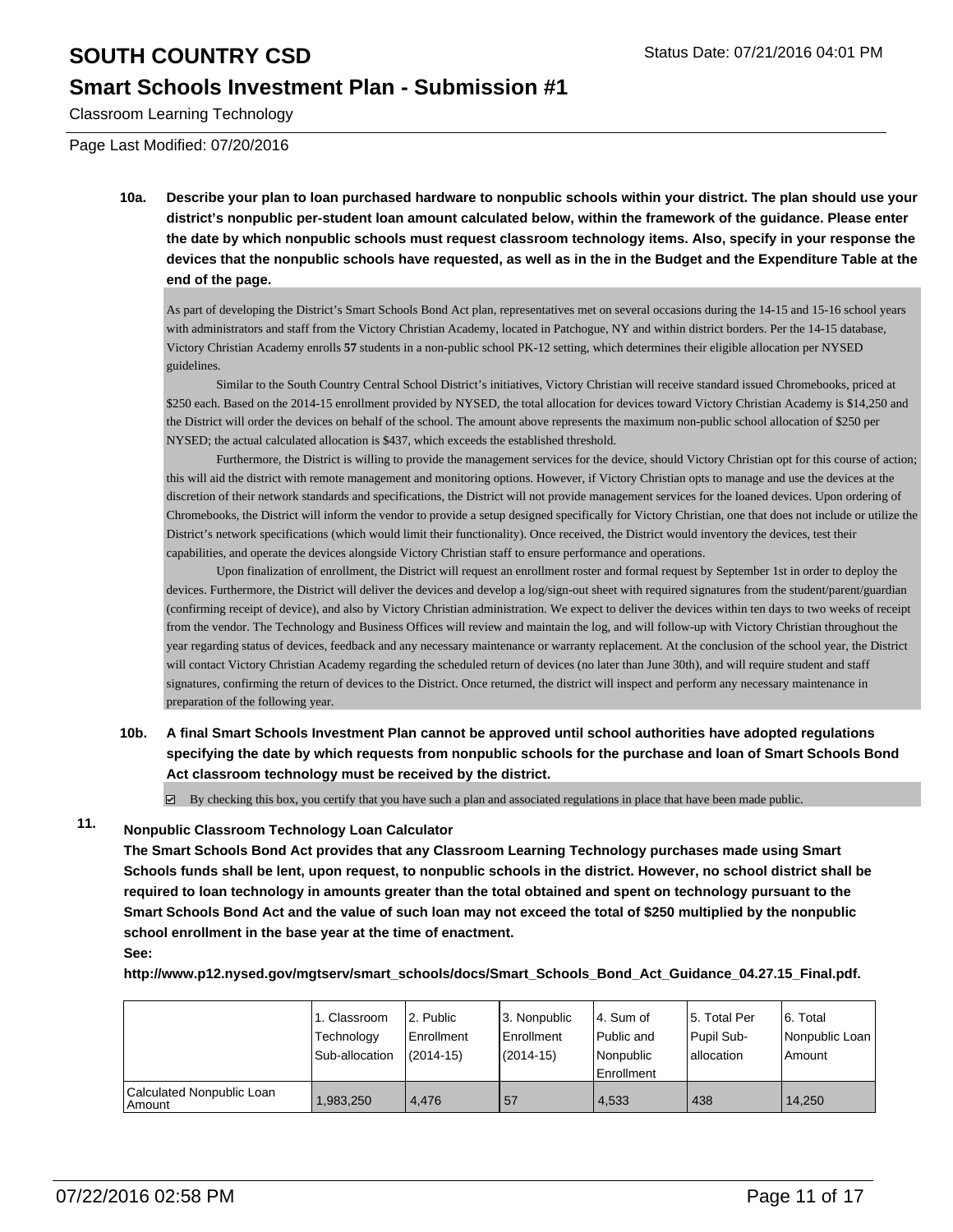**10a. Describe your plan to loan purchased hardware to nonpublic schools within your district. The plan should use your district's nonpublic per-student loan amount calculated below, within the framework of the guidance. Please enter the date by which nonpublic schools must request classroom technology items. Also, specify in your response the devices that the nonpublic schools have requested, as well as in the in the Budget and the Expenditure Table at the end of the page.**

As part of developing the District's Smart Schools Bond Act plan, representatives met on several occasions during the 14-15 and 15-16 school years with administrators and staff from the Victory Christian Academy, located in Patchogue, NY and within district borders. Per the 14-15 database, Victory Christian Academy enrolls **57** students in a non-public school PK-12 setting, which determines their eligible allocation per NYSED guidelines.

Similar to the South Country Central School District's initiatives, Victory Christian will receive standard issued Chromebooks, priced at $250 each. Based on the 2014-15 enrollment provided by NYSED, the total allocation for devices toward Victory Christian Academy is $14,250 and the District will order the devices on behalf of the school. The amount above represents the maximum non-public school allocation of $250 per NYSED; the actual calculated allocation is $437, which exceeds the established threshold.

Furthermore, the District is willing to provide the management services for the device, should Victory Christian opt for this course of action; this will aid the district with remote management and monitoring options. However, if Victory Christian opts to manage and use the devices at the discretion of their network standards and specifications, the District will not provide management services for the loaned devices. Upon ordering of Chromebooks, the District will inform the vendor to provide a setup designed specifically for Victory Christian, one that does not include or utilize the District's network specifications (which would limit their functionality). Once received, the District would inventory the devices, test their capabilities, and operate the devices alongside Victory Christian staff to ensure performance and operations.

Upon finalization of enrollment, the District will request an enrollment roster and formal request by September 1st in order to deploy the devices. Furthermore, the District will deliver the devices and develop a log/sign-out sheet with required signatures from the student/parent/guardian (confirming receipt of device), and also by Victory Christian administration. We expect to deliver the devices within ten days to two weeks of receipt from the vendor. The Technology and Business Offices will review and maintain the log, and will follow-up with Victory Christian throughout the year regarding status of devices, feedback and any necessary maintenance or warranty replacement. At the conclusion of the school year, the District will contact Victory Christian Academy regarding the scheduled return of devices (no later than June 30th), and will require student and staff signatures, confirming the return of devices to the District. Once returned, the district will inspect and perform any necessary maintenance in preparation of the following year.

**10b. A final Smart Schools Investment Plan cannot be approved until school authorities have adopted regulations specifying the date by which requests from nonpublic schools for the purchase and loan of Smart Schools Bond Act classroom technology must be received by the district.**

☑ By checking this box, you certify that you have such a plan and associated regulations in place that have been made public.

**11. Nonpublic Classroom Technology Loan Calculator**

**The Smart Schools Bond Act provides that any Classroom Learning Technology purchases made using Smart Schools funds shall be lent, upon request, to nonpublic schools in the district. However, no school district shall be required to loan technology in amounts greater than the total obtained and spent on technology pursuant to the Smart Schools Bond Act and the value of such loan may not exceed the total of $250 multiplied by the nonpublic school enrollment in the base year at the time of enactment.**

**See:**

**http://www.p12.nysed.gov/mgtserv/smart_schools/docs/Smart_Schools_Bond_Act_Guidance_04.27.15_Final.pdf.**

| | 1. Classroom Technology Sub-allocation | 2. Public Enrollment (2014-15) | 3. Nonpublic Enrollment (2014-15) | 4. Sum of Public and Nonpublic Enrollment | 5. Total Per Pupil Sub-allocation | 6. Total Nonpublic Loan Amount |
|---|---|---|---|---|---|---|
| Calculated Nonpublic Loan Amount | 1,983,250 | 4,476 | 57 | 4,533 | 438 | 14,250 |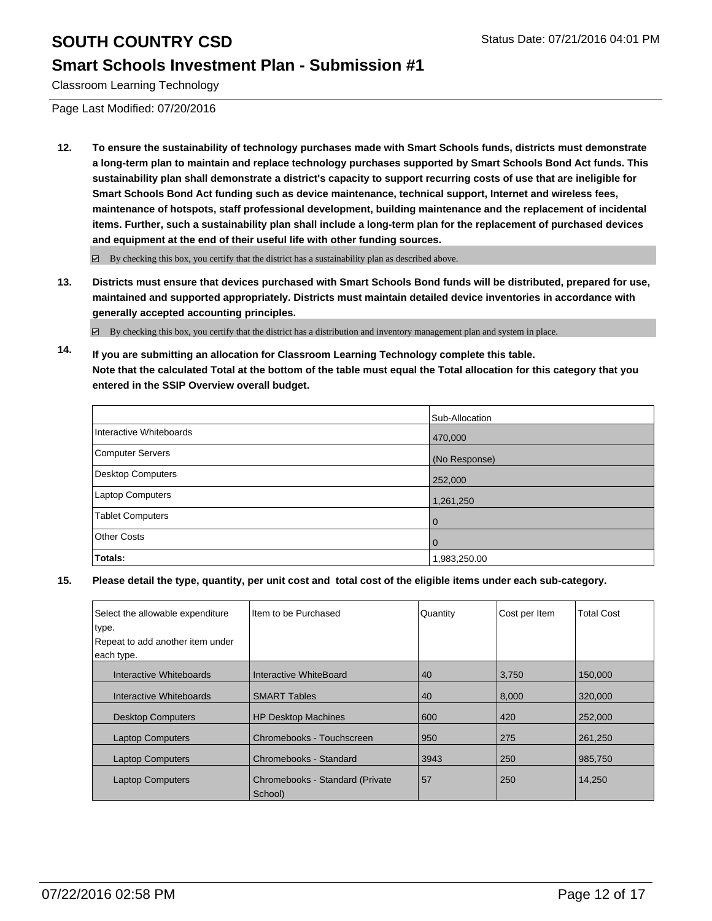Page Last Modified: 07/20/2016

**12. To ensure the sustainability of technology purchases made with Smart Schools funds, districts must demonstrate a long-term plan to maintain and replace technology purchases supported by Smart Schools Bond Act funds. This sustainability plan shall demonstrate a district's capacity to support recurring costs of use that are ineligible for Smart Schools Bond Act funding such as device maintenance, technical support, Internet and wireless fees, maintenance of hotspots, staff professional development, building maintenance and the replacement of incidental items. Further, such a sustainability plan shall include a long-term plan for the replacement of purchased devices and equipment at the end of their useful life with other funding sources.**

☑ By checking this box, you certify that the district has a sustainability plan as described above.

**13. Districts must ensure that devices purchased with Smart Schools Bond funds will be distributed, prepared for use, maintained and supported appropriately. Districts must maintain detailed device inventories in accordance with generally accepted accounting principles.**

☑ By checking this box, you certify that the district has a distribution and inventory management plan and system in place.

**14. If you are submitting an allocation for Classroom Learning Technology complete this table. Note that the calculated Total at the bottom of the table must equal the Total allocation for this category that you entered in the SSIP Overview overall budget.**

| | Sub-Allocation |
|---|---|
| Interactive Whiteboards | 470,000 |
| Computer Servers | (No Response) |
| Desktop Computers | 252,000 |
| Laptop Computers | 1,261,250 |
| Tablet Computers | 0 |
| Other Costs | 0 |
| **Totals:** | 1,983,250.00 |

**15. Please detail the type, quantity, per unit cost and total cost of the eligible items under each sub-category.**

| Select the allowable expenditure type. Repeat to add another item under each type. | Item to be Purchased | Quantity | Cost per Item | Total Cost |
|---|---|---|---|---|
| Interactive Whiteboards | Interactive WhiteBoard | 40 | 3,750 | 150,000 |
| Interactive Whiteboards | SMART Tables | 40 | 8,000 | 320,000 |
| Desktop Computers | HP Desktop Machines | 600 | 420 | 252,000 |
| Laptop Computers | Chromebooks - Touchscreen | 950 | 275 | 261,250 |
| Laptop Computers | Chromebooks - Standard | 3943 | 250 | 985,750 |
| Laptop Computers | Chromebooks - Standard (Private School) | 57 | 250 | 14,250 |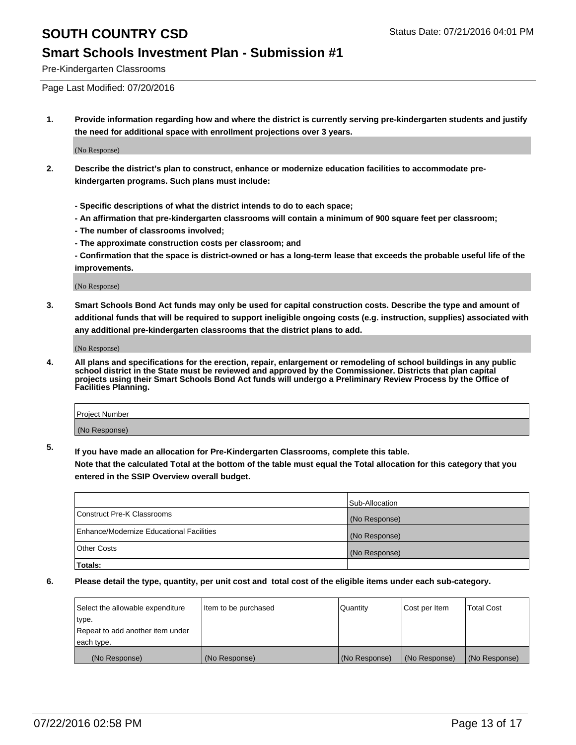# SOUTH COUNTRY CSD

Status Date: 07/21/2016 04:01 PM

## Smart Schools Investment Plan - Submission #1

Pre-Kindergarten Classrooms

Page Last Modified: 07/20/2016

**1. Provide information regarding how and where the district is currently serving pre-kindergarten students and justify the need for additional space with enrollment projections over 3 years.**

(No Response)

**2. Describe the district's plan to construct, enhance or modernize education facilities to accommodate pre-kindergarten programs. Such plans must include:**

**- Specific descriptions of what the district intends to do to each space;**
**- An affirmation that pre-kindergarten classrooms will contain a minimum of 900 square feet per classroom;**
**- The number of classrooms involved;**
**- The approximate construction costs per classroom; and**
**- Confirmation that the space is district-owned or has a long-term lease that exceeds the probable useful life of the improvements.**

(No Response)

**3. Smart Schools Bond Act funds may only be used for capital construction costs. Describe the type and amount of additional funds that will be required to support ineligible ongoing costs (e.g. instruction, supplies) associated with any additional pre-kindergarten classrooms that the district plans to add.**

(No Response)

**4. All plans and specifications for the erection, repair, enlargement or remodeling of school buildings in any public school district in the State must be reviewed and approved by the Commissioner. Districts that plan capital projects using their Smart Schools Bond Act funds will undergo a Preliminary Review Process by the Office of Facilities Planning.**

| Project Number |
| --- |
| (No Response) |

**5. If you have made an allocation for Pre-Kindergarten Classrooms, complete this table.**
**Note that the calculated Total at the bottom of the table must equal the Total allocation for this category that you entered in the SSIP Overview overall budget.**

| | Sub-Allocation |
| --- | --- |
| Construct Pre-K Classrooms | (No Response) |
| Enhance/Modernize Educational Facilities | (No Response) |
| Other Costs | (No Response) |
| **Totals:** | |

**6. Please detail the type, quantity, per unit cost and total cost of the eligible items under each sub-category.**

| Select the allowable expenditure type. Repeat to add another item under each type. | Item to be purchased | Quantity | Cost per Item | Total Cost |
| --- | --- | --- | --- | --- |
| (No Response) | (No Response) | (No Response) | (No Response) | (No Response) |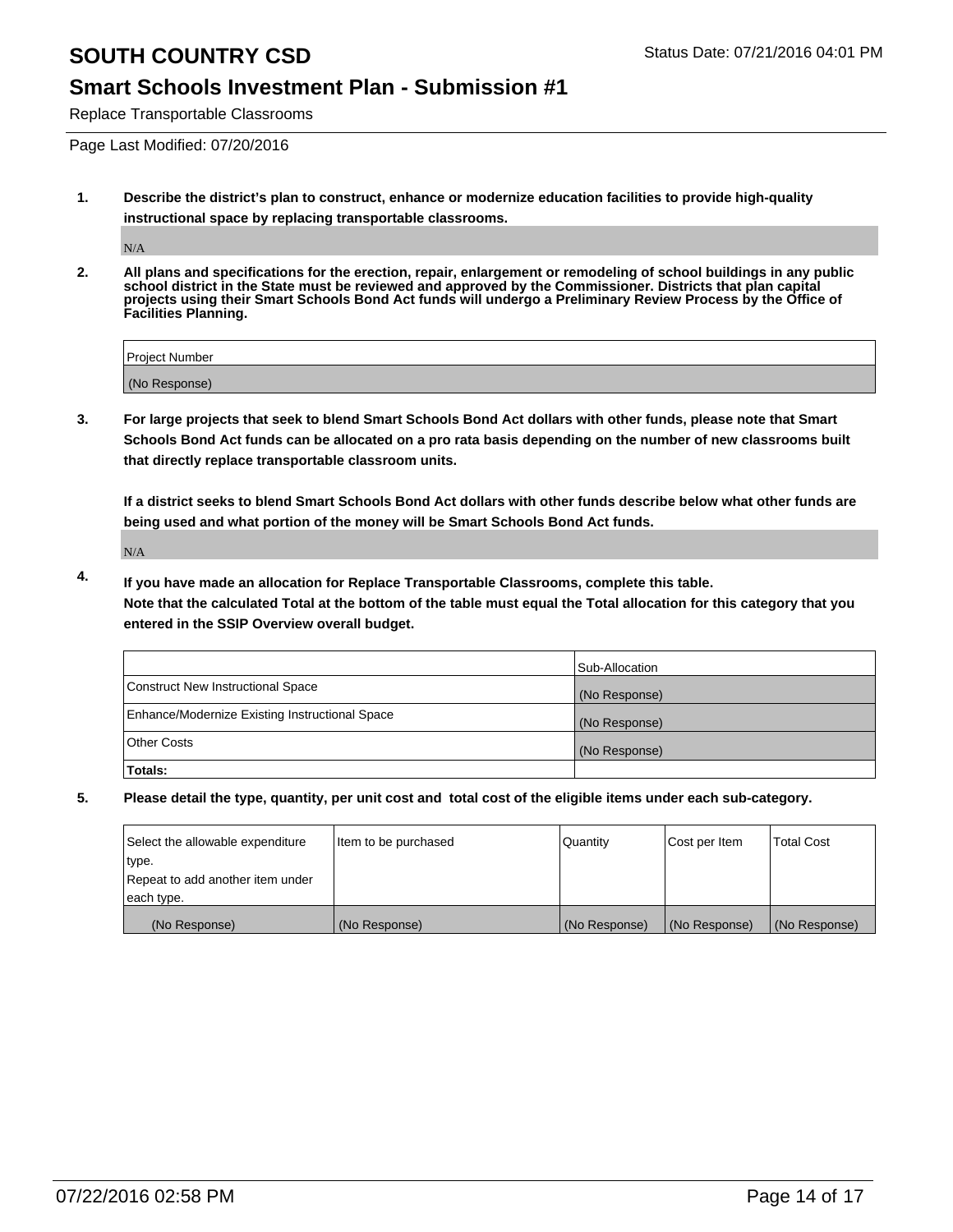# SOUTH COUNTRY CSD

Status Date: 07/21/2016 04:01 PM

## Smart Schools Investment Plan - Submission #1

Replace Transportable Classrooms

Page Last Modified: 07/20/2016

**1. Describe the district's plan to construct, enhance or modernize education facilities to provide high-quality instructional space by replacing transportable classrooms.**

N/A

**2. All plans and specifications for the erection, repair, enlargement or remodeling of school buildings in any public school district in the State must be reviewed and approved by the Commissioner. Districts that plan capital projects using their Smart Schools Bond Act funds will undergo a Preliminary Review Process by the Office of Facilities Planning.**

| Project Number |
|---|
| (No Response) |

**3. For large projects that seek to blend Smart Schools Bond Act dollars with other funds, please note that Smart Schools Bond Act funds can be allocated on a pro rata basis depending on the number of new classrooms built that directly replace transportable classroom units.**

**If a district seeks to blend Smart Schools Bond Act dollars with other funds describe below what other funds are being used and what portion of the money will be Smart Schools Bond Act funds.**

N/A

**4. If you have made an allocation for Replace Transportable Classrooms, complete this table. Note that the calculated Total at the bottom of the table must equal the Total allocation for this category that you entered in the SSIP Overview overall budget.**

| | Sub-Allocation |
|---|---|
| Construct New Instructional Space | (No Response) |
| Enhance/Modernize Existing Instructional Space | (No Response) |
| Other Costs | (No Response) |
| **Totals:** | |

**5. Please detail the type, quantity, per unit cost and total cost of the eligible items under each sub-category.**

| Select the allowable expenditure type. Repeat to add another item under each type. | Item to be purchased | Quantity | Cost per Item | Total Cost |
|---|---|---|---|---|
| (No Response) | (No Response) | (No Response) | (No Response) | (No Response) |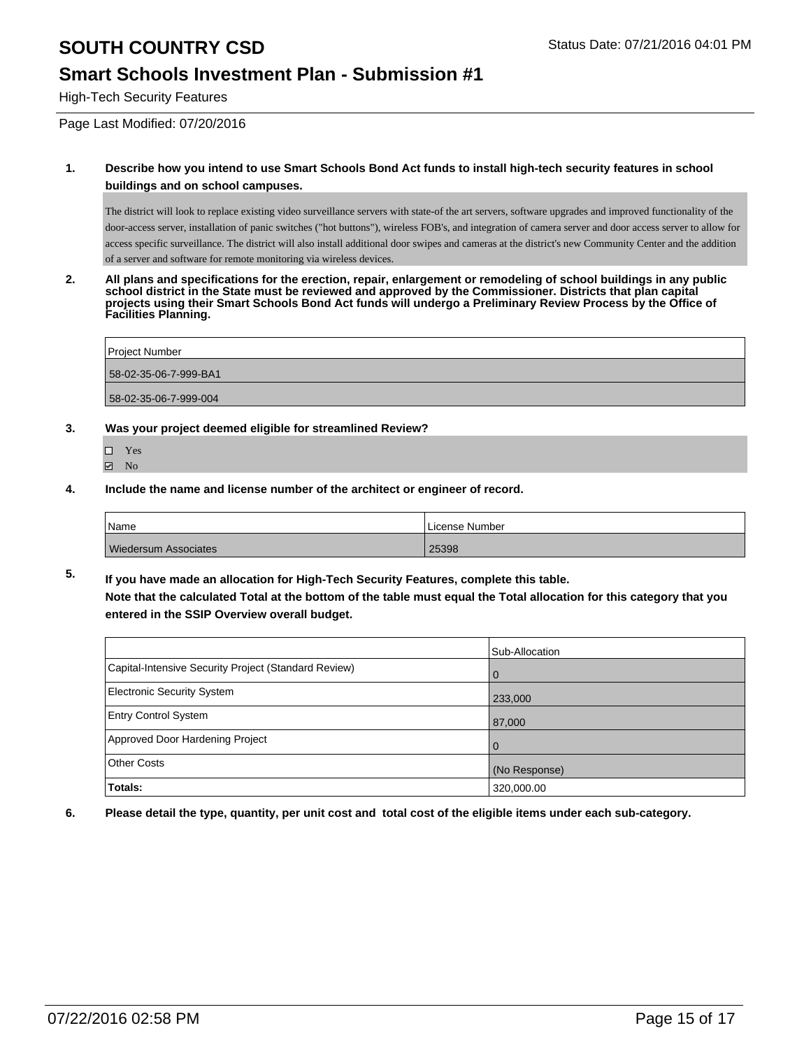# SOUTH COUNTRY CSD

Status Date: 07/21/2016 04:01 PM

## Smart Schools Investment Plan - Submission #1

High-Tech Security Features

Page Last Modified: 07/20/2016

**1. Describe how you intend to use Smart Schools Bond Act funds to install high-tech security features in school buildings and on school campuses.**

The district will look to replace existing video surveillance servers with state-of-the art servers, software upgrades and improved functionality of the door-access server, installation of panic switches ("hot buttons"), wireless FOB's, and integration of camera server and door access server to allow for access specific surveillance. The district will also install additional door swipes and cameras at the district's new Community Center and the addition of a server and software for remote monitoring via wireless devices.

**2. All plans and specifications for the erection, repair, enlargement or remodeling of school buildings in any public school district in the State must be reviewed and approved by the Commissioner. Districts that plan capital projects using their Smart Schools Bond Act funds will undergo a Preliminary Review Process by the Office of Facilities Planning.**

| Project Number |
|---|
| 58-02-35-06-7-999-BA1 |
| 58-02-35-06-7-999-004 |

**3. Was your project deemed eligible for streamlined Review?**

- ☐ Yes
- ☑ No

**4. Include the name and license number of the architect or engineer of record.**

| Name | License Number |
|---|---|
| Wiedersum Associates | 25398 |

**5. If you have made an allocation for High-Tech Security Features, complete this table.**

**Note that the calculated Total at the bottom of the table must equal the Total allocation for this category that you entered in the SSIP Overview overall budget.**

| | Sub-Allocation |
|---|---|
| Capital-Intensive Security Project (Standard Review) | 0 |
| Electronic Security System | 233,000 |
| Entry Control System | 87,000 |
| Approved Door Hardening Project | 0 |
| Other Costs | (No Response) |
| **Totals:** | 320,000.00 |

**6. Please detail the type, quantity, per unit cost and total cost of the eligible items under each sub-category.**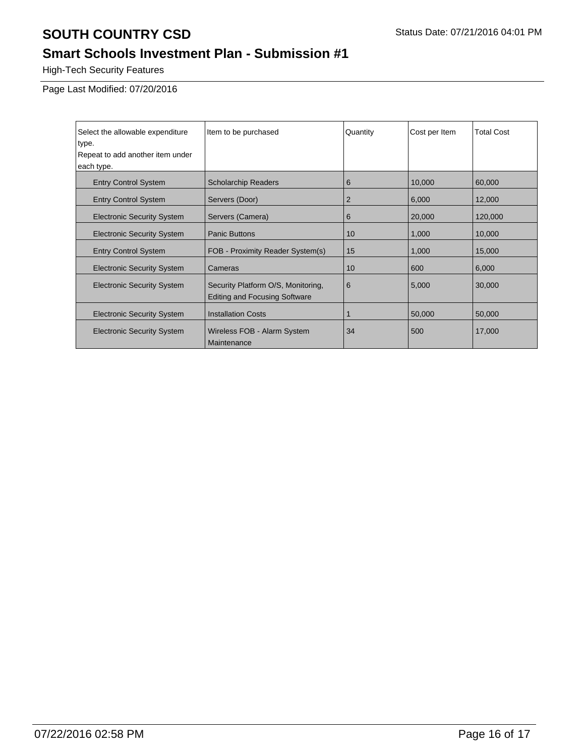# SOUTH COUNTRY CSD

Status Date: 07/21/2016 04:01 PM

## Smart Schools Investment Plan - Submission #1

High-Tech Security Features

Page Last Modified: 07/20/2016

| Select the allowable expenditure type. Repeat to add another item under each type. | Item to be purchased | Quantity | Cost per Item | Total Cost |
|---|---|---|---|---|
| Entry Control System | Scholarchip Readers | 6 | 10,000 | 60,000 |
| Entry Control System | Servers (Door) | 2 | 6,000 | 12,000 |
| Electronic Security System | Servers (Camera) | 6 | 20,000 | 120,000 |
| Electronic Security System | Panic Buttons | 10 | 1,000 | 10,000 |
| Entry Control System | FOB - Proximity Reader System(s) | 15 | 1,000 | 15,000 |
| Electronic Security System | Cameras | 10 | 600 | 6,000 |
| Electronic Security System | Security Platform O/S, Monitoring, Editing and Focusing Software | 6 | 5,000 | 30,000 |
| Electronic Security System | Installation Costs | 1 | 50,000 | 50,000 |
| Electronic Security System | Wireless FOB - Alarm System Maintenance | 34 | 500 | 17,000 |